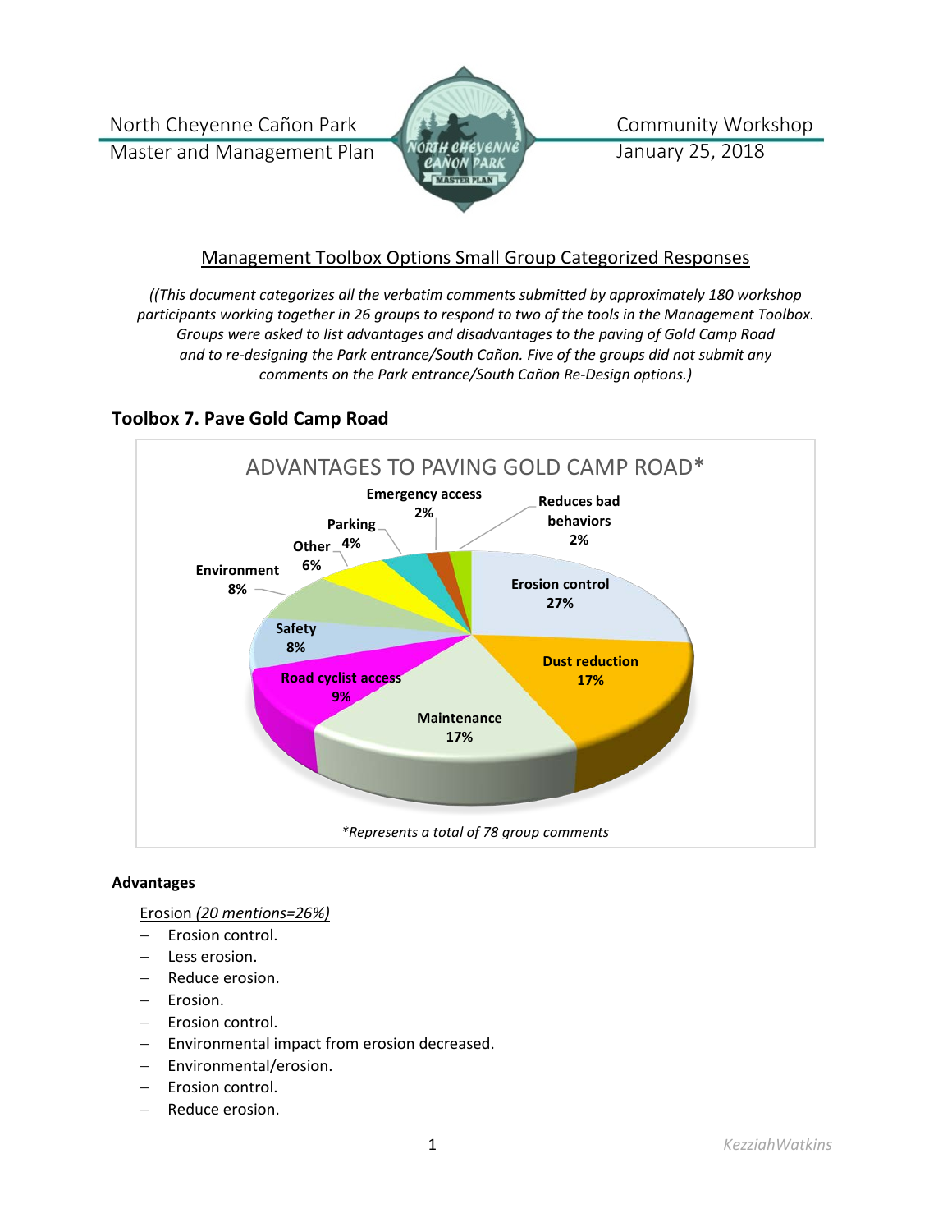North Cheyenne Cañon Park
Master and Management Plan

Community Workshop
January 25, 2018

## Management Toolbox Options Small Group Categorized Responses

*((This document categorizes all the verbatim comments submitted by approximately 180 workshop participants working together in 26 groups to respond to two of the tools in the Management Toolbox. Groups were asked to list advantages and disadvantages to the paving of Gold Camp Road and to re-designing the Park entrance/South Cañon. Five of the groups did not submit any comments on the Park entrance/South Cañon Re-Design options.)*

### Toolbox 7. Pave Gold Camp Road

ADVANTAGES TO PAVING GOLD CAMP ROAD*

| Category | Percent |
|---|---|
| Erosion control | 27% |
| Dust reduction | 17% |
| Maintenance | 17% |
| Road cyclist access | 9% |
| Safety | 8% |
| Environment | 8% |
| Other | 6% |
| Parking | 4% |
| Emergency access | 2% |
| Reduces bad behaviors | 2% |

*\*Represents a total of 78 group comments*

**Advantages**

Erosion *(20 mentions=26%)*

- Erosion control.
- Less erosion.
- Reduce erosion.
- Erosion.
- Erosion control.
- Environmental impact from erosion decreased.
- Environmental/erosion.
- Erosion control.
- Reduce erosion.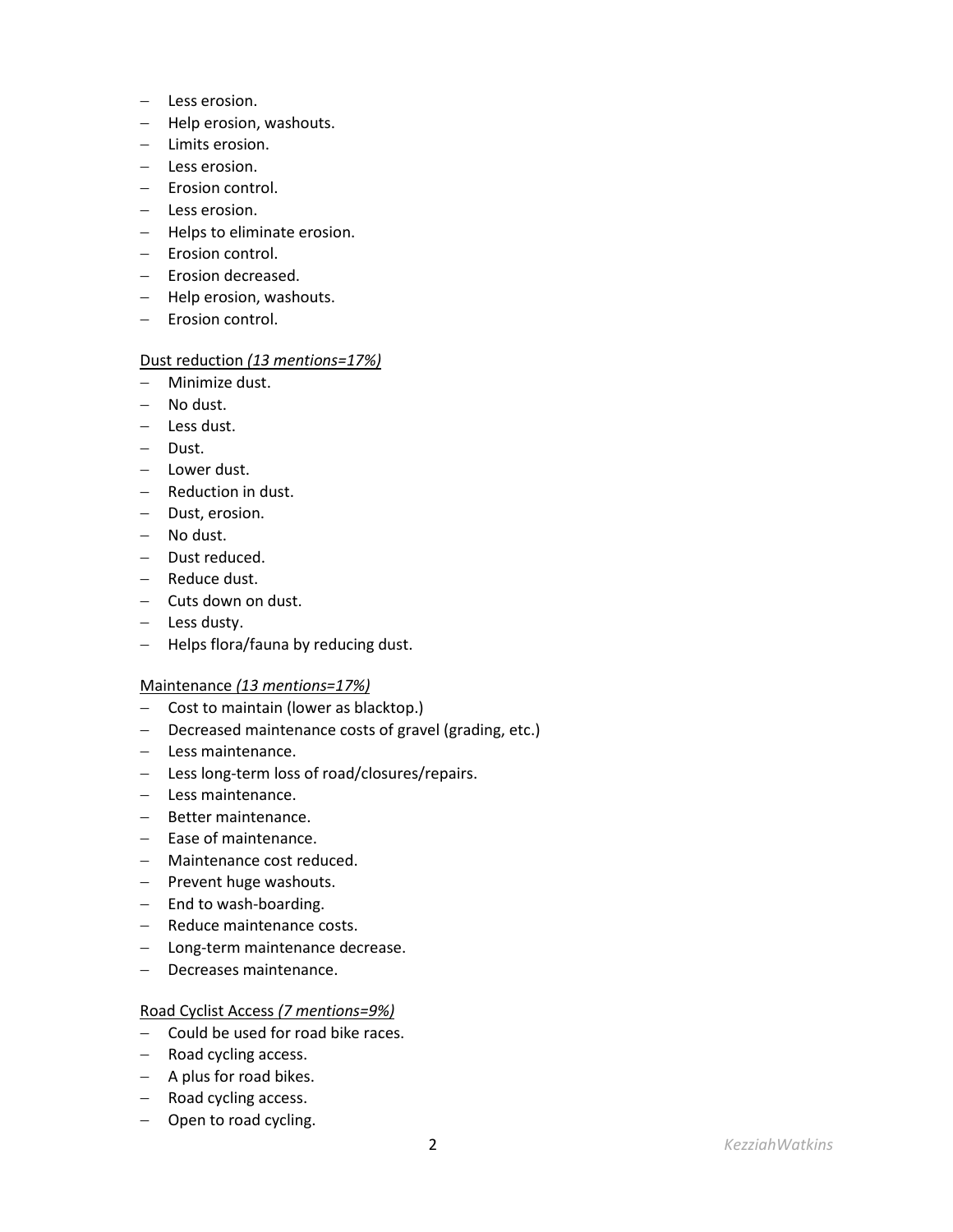- Less erosion.
- Help erosion, washouts.
- Limits erosion.
- Less erosion.
- Erosion control.
- Less erosion.
- Helps to eliminate erosion.
- Erosion control.
- Erosion decreased.
- Help erosion, washouts.
- Erosion control.

<u>Dust reduction *(13 mentions=17%)*</u>

- Minimize dust.
- No dust.
- Less dust.
- Dust.
- Lower dust.
- Reduction in dust.
- Dust, erosion.
- No dust.
- Dust reduced.
- Reduce dust.
- Cuts down on dust.
- Less dusty.
- Helps flora/fauna by reducing dust.

<u>Maintenance *(13 mentions=17%)*</u>

- Cost to maintain (lower as blacktop.)
- Decreased maintenance costs of gravel (grading, etc.)
- Less maintenance.
- Less long-term loss of road/closures/repairs.
- Less maintenance.
- Better maintenance.
- Ease of maintenance.
- Maintenance cost reduced.
- Prevent huge washouts.
- End to wash-boarding.
- Reduce maintenance costs.
- Long-term maintenance decrease.
- Decreases maintenance.

<u>Road Cyclist Access *(7 mentions=9%)*</u>

- Could be used for road bike races.
- Road cycling access.
- A plus for road bikes.
- Road cycling access.
- Open to road cycling.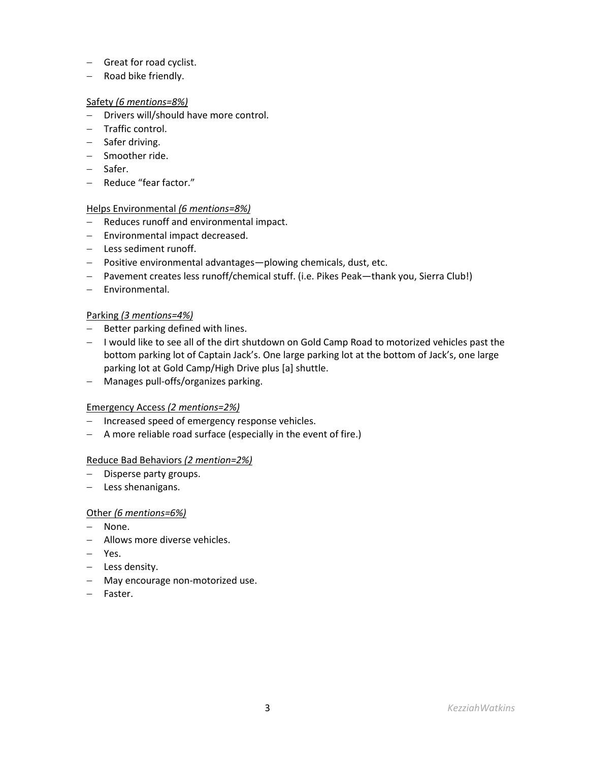- Great for road cyclist.
- Road bike friendly.

<u>Safety *(6 mentions=8%)*</u>

- Drivers will/should have more control.
- Traffic control.
- Safer driving.
- Smoother ride.
- Safer.
- Reduce "fear factor."

<u>Helps Environmental *(6 mentions=8%)*</u>

- Reduces runoff and environmental impact.
- Environmental impact decreased.
- Less sediment runoff.
- Positive environmental advantages—plowing chemicals, dust, etc.
- Pavement creates less runoff/chemical stuff. (i.e. Pikes Peak—thank you, Sierra Club!)
- Environmental.

<u>Parking *(3 mentions=4%)*</u>

- Better parking defined with lines.
- I would like to see all of the dirt shutdown on Gold Camp Road to motorized vehicles past the bottom parking lot of Captain Jack's. One large parking lot at the bottom of Jack's, one large parking lot at Gold Camp/High Drive plus [a] shuttle.
- Manages pull-offs/organizes parking.

<u>Emergency Access *(2 mentions=2%)*</u>

- Increased speed of emergency response vehicles.
- A more reliable road surface (especially in the event of fire.)

<u>Reduce Bad Behaviors *(2 mention=2%)*</u>

- Disperse party groups.
- Less shenanigans.

<u>Other *(6 mentions=6%)*</u>

- None.
- Allows more diverse vehicles.
- Yes.
- Less density.
- May encourage non-motorized use.
- Faster.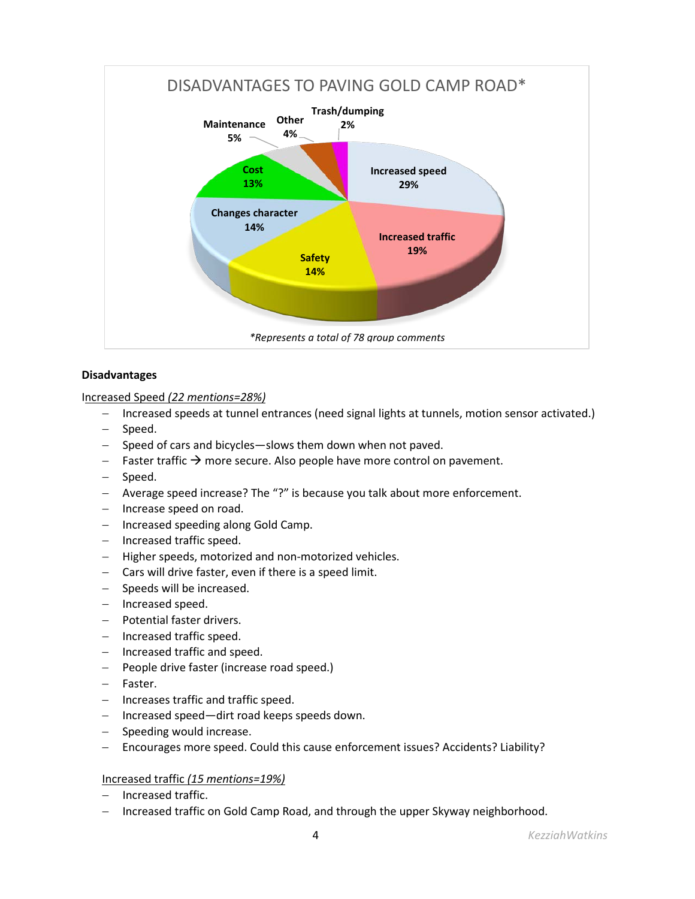DISADVANTAGES TO PAVING GOLD CAMP ROAD*

| Category | Percentage |
| --- | --- |
| Increased speed | 29% |
| Increased traffic | 19% |
| Safety | 14% |
| Changes character | 14% |
| Cost | 13% |
| Maintenance | 5% |
| Other | 4% |
| Trash/dumping | 2% |

*\*Represents a total of 78 group comments*

**Disadvantages**

Increased Speed *(22 mentions=28%)*

- Increased speeds at tunnel entrances (need signal lights at tunnels, motion sensor activated.)
- Speed.
- Speed of cars and bicycles—slows them down when not paved.
- Faster traffic → more secure. Also people have more control on pavement.
- Speed.
- Average speed increase? The "?" is because you talk about more enforcement.
- Increase speed on road.
- Increased speeding along Gold Camp.
- Increased traffic speed.
- Higher speeds, motorized and non-motorized vehicles.
- Cars will drive faster, even if there is a speed limit.
- Speeds will be increased.
- Increased speed.
- Potential faster drivers.
- Increased traffic speed.
- Increased traffic and speed.
- People drive faster (increase road speed.)
- Faster.
- Increases traffic and traffic speed.
- Increased speed—dirt road keeps speeds down.
- Speeding would increase.
- Encourages more speed. Could this cause enforcement issues? Accidents? Liability?

Increased traffic *(15 mentions=19%)*

- Increased traffic.
- Increased traffic on Gold Camp Road, and through the upper Skyway neighborhood.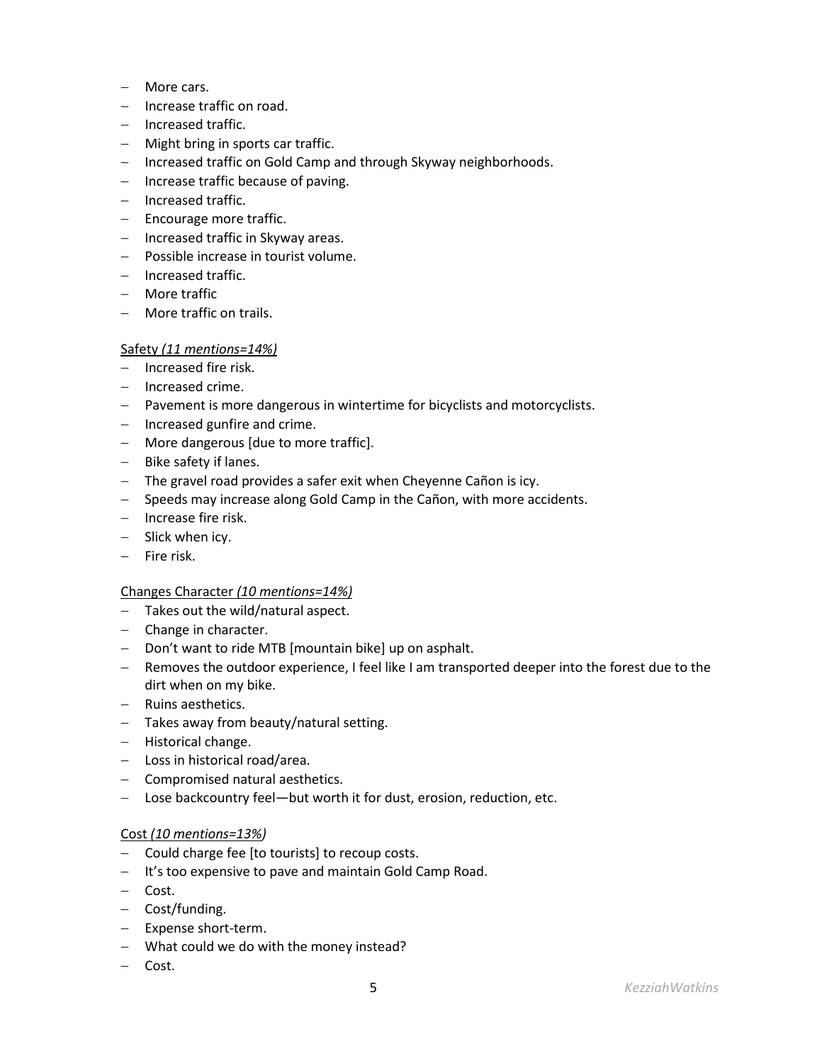- More cars.
- Increase traffic on road.
- Increased traffic.
- Might bring in sports car traffic.
- Increased traffic on Gold Camp and through Skyway neighborhoods.
- Increase traffic because of paving.
- Increased traffic.
- Encourage more traffic.
- Increased traffic in Skyway areas.
- Possible increase in tourist volume.
- Increased traffic.
- More traffic
- More traffic on trails.

<u>Safety *(11 mentions=14%)*</u>

- Increased fire risk.
- Increased crime.
- Pavement is more dangerous in wintertime for bicyclists and motorcyclists.
- Increased gunfire and crime.
- More dangerous [due to more traffic].
- Bike safety if lanes.
- The gravel road provides a safer exit when Cheyenne Cañon is icy.
- Speeds may increase along Gold Camp in the Cañon, with more accidents.
- Increase fire risk.
- Slick when icy.
- Fire risk.

<u>Changes Character *(10 mentions=14%)*</u>

- Takes out the wild/natural aspect.
- Change in character.
- Don't want to ride MTB [mountain bike] up on asphalt.
- Removes the outdoor experience, I feel like I am transported deeper into the forest due to the dirt when on my bike.
- Ruins aesthetics.
- Takes away from beauty/natural setting.
- Historical change.
- Loss in historical road/area.
- Compromised natural aesthetics.
- Lose backcountry feel—but worth it for dust, erosion, reduction, etc.

<u>Cost *(10 mentions=13%)*</u>

- Could charge fee [to tourists] to recoup costs.
- It's too expensive to pave and maintain Gold Camp Road.
- Cost.
- Cost/funding.
- Expense short-term.
- What could we do with the money instead?
- Cost.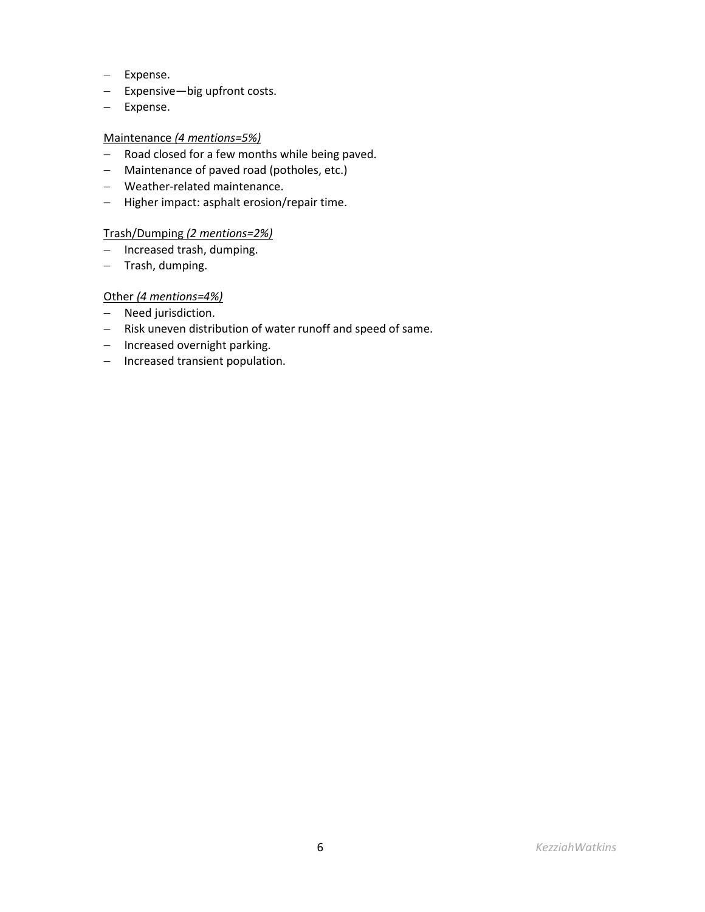- Expense.
- Expensive—big upfront costs.
- Expense.

<u>Maintenance *(4 mentions=5%)*</u>

- Road closed for a few months while being paved.
- Maintenance of paved road (potholes, etc.)
- Weather-related maintenance.
- Higher impact: asphalt erosion/repair time.

<u>Trash/Dumping *(2 mentions=2%)*</u>

- Increased trash, dumping.
- Trash, dumping.

<u>Other *(4 mentions=4%)*</u>

- Need jurisdiction.
- Risk uneven distribution of water runoff and speed of same.
- Increased overnight parking.
- Increased transient population.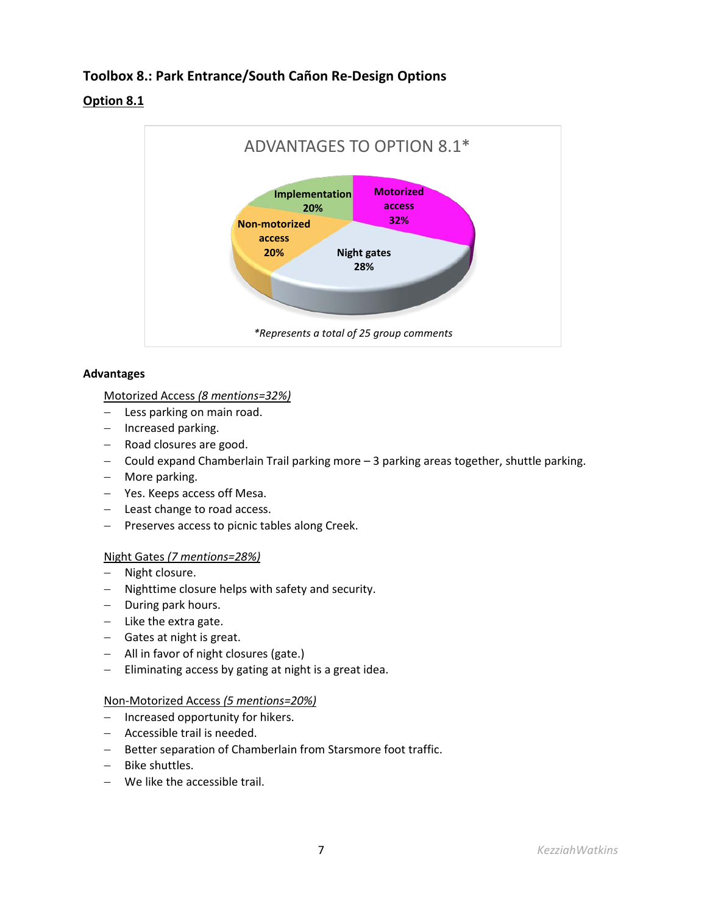### Toolbox 8.: Park Entrance/South Cañon Re-Design Options

**Option 8.1**

ADVANTAGES TO OPTION 8.1*

Implementation 20%

Motorized access 32%

Non-motorized access 20%

Night gates 28%

*Represents a total of 25 group comments*

**Advantages**

Motorized Access *(8 mentions=32%)*

- Less parking on main road.
- Increased parking.
- Road closures are good.
- Could expand Chamberlain Trail parking more – 3 parking areas together, shuttle parking.
- More parking.
- Yes. Keeps access off Mesa.
- Least change to road access.
- Preserves access to picnic tables along Creek.

Night Gates *(7 mentions=28%)*

- Night closure.
- Nighttime closure helps with safety and security.
- During park hours.
- Like the extra gate.
- Gates at night is great.
- All in favor of night closures (gate.)
- Eliminating access by gating at night is a great idea.

Non-Motorized Access *(5 mentions=20%)*

- Increased opportunity for hikers.
- Accessible trail is needed.
- Better separation of Chamberlain from Starsmore foot traffic.
- Bike shuttles.
- We like the accessible trail.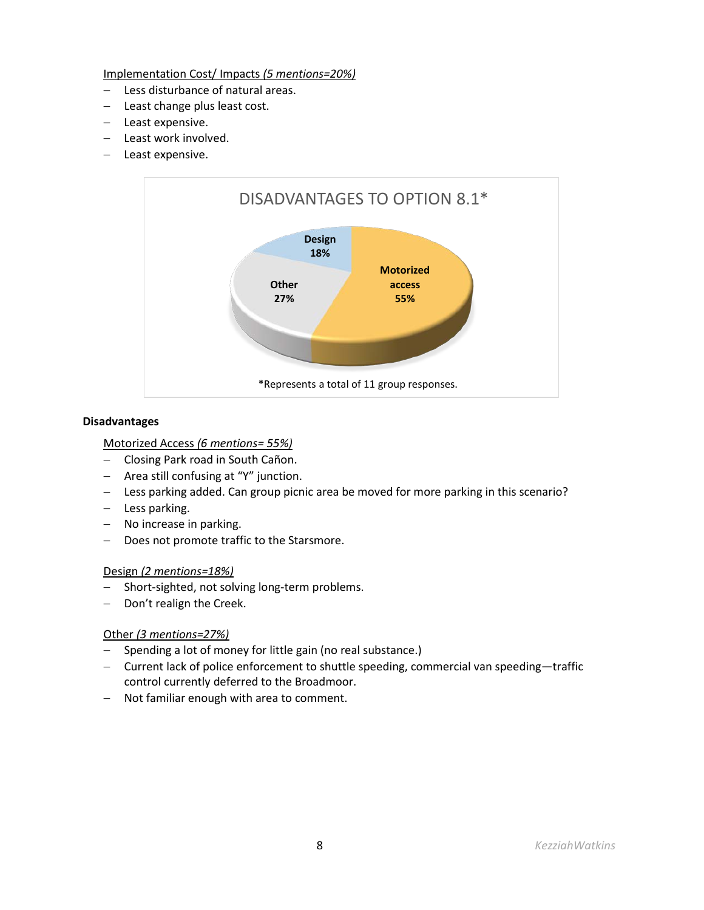<u>Implementation Cost/ Impacts *(5 mentions=20%)*</u>

- Less disturbance of natural areas.
- Least change plus least cost.
- Least expensive.
- Least work involved.
- Least expensive.

DISADVANTAGES TO OPTION 8.1*

Design 18%

Motorized access 55%

Other 27%

*Represents a total of 11 group responses.

**Disadvantages**

<u>Motorized Access *(6 mentions= 55%)*</u>

- Closing Park road in South Cañon.
- Area still confusing at "Y" junction.
- Less parking added. Can group picnic area be moved for more parking in this scenario?
- Less parking.
- No increase in parking.
- Does not promote traffic to the Starsmore.

<u>Design *(2 mentions=18%)*</u>

- Short-sighted, not solving long-term problems.
- Don't realign the Creek.

<u>Other *(3 mentions=27%)*</u>

- Spending a lot of money for little gain (no real substance.)
- Current lack of police enforcement to shuttle speeding, commercial van speeding—traffic control currently deferred to the Broadmoor.
- Not familiar enough with area to comment.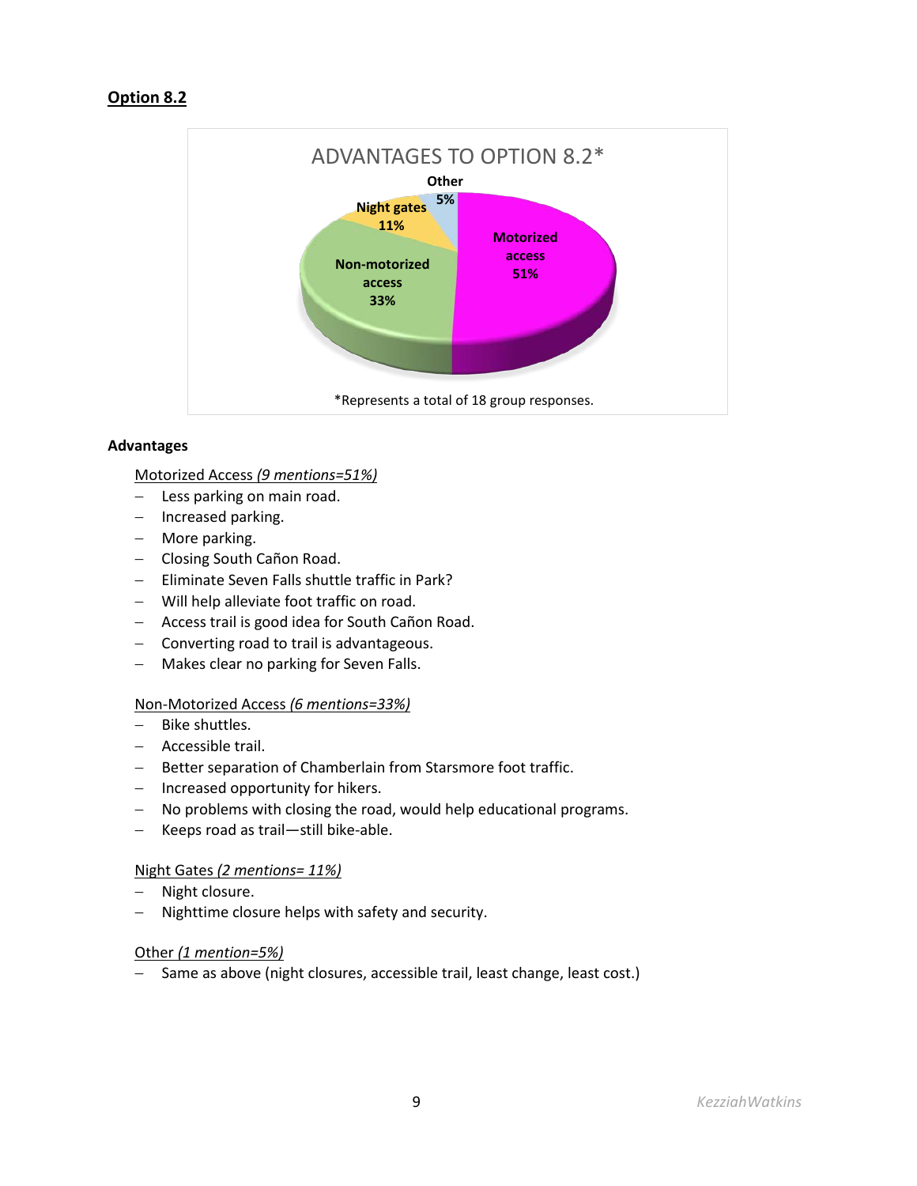## Option 8.2

ADVANTAGES TO OPTION 8.2*

| Category | Percentage |
| --- | --- |
| Motorized access | 51% |
| Non-motorized access | 33% |
| Night gates | 11% |
| Other | 5% |

*Represents a total of 18 group responses.

### Advantages

Motorized Access *(9 mentions=51%)*

- Less parking on main road.
- Increased parking.
- More parking.
- Closing South Cañon Road.
- Eliminate Seven Falls shuttle traffic in Park?
- Will help alleviate foot traffic on road.
- Access trail is good idea for South Cañon Road.
- Converting road to trail is advantageous.
- Makes clear no parking for Seven Falls.

Non-Motorized Access *(6 mentions=33%)*

- Bike shuttles.
- Accessible trail.
- Better separation of Chamberlain from Starsmore foot traffic.
- Increased opportunity for hikers.
- No problems with closing the road, would help educational programs.
- Keeps road as trail—still bike-able.

Night Gates *(2 mentions= 11%)*

- Night closure.
- Nighttime closure helps with safety and security.

Other *(1 mention=5%)*

- Same as above (night closures, accessible trail, least change, least cost.)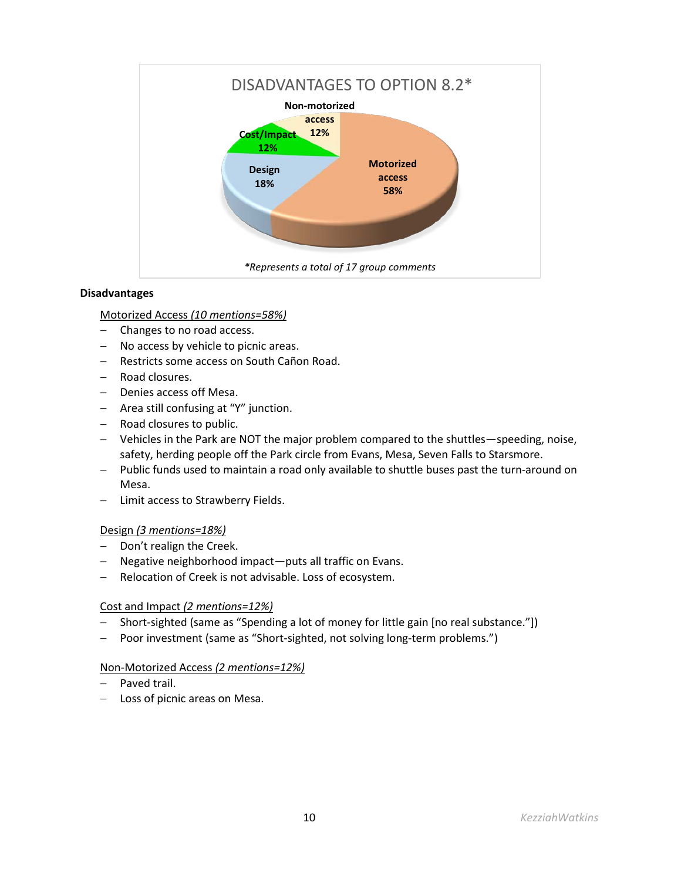DISADVANTAGES TO OPTION 8.2*

Motorized access 58%, Design 18%, Cost/Impact 12%, Non-motorized access 12%

*Represents a total of 17 group comments*

**Disadvantages**

Motorized Access *(10 mentions=58%)*

- Changes to no road access.
- No access by vehicle to picnic areas.
- Restricts some access on South Cañon Road.
- Road closures.
- Denies access off Mesa.
- Area still confusing at "Y" junction.
- Road closures to public.
- Vehicles in the Park are NOT the major problem compared to the shuttles—speeding, noise, safety, herding people off the Park circle from Evans, Mesa, Seven Falls to Starsmore.
- Public funds used to maintain a road only available to shuttle buses past the turn-around on Mesa.
- Limit access to Strawberry Fields.

Design *(3 mentions=18%)*

- Don't realign the Creek.
- Negative neighborhood impact—puts all traffic on Evans.
- Relocation of Creek is not advisable. Loss of ecosystem.

Cost and Impact *(2 mentions=12%)*

- Short-sighted (same as "Spending a lot of money for little gain [no real substance."])
- Poor investment (same as "Short-sighted, not solving long-term problems.")

Non-Motorized Access *(2 mentions=12%)*

- Paved trail.
- Loss of picnic areas on Mesa.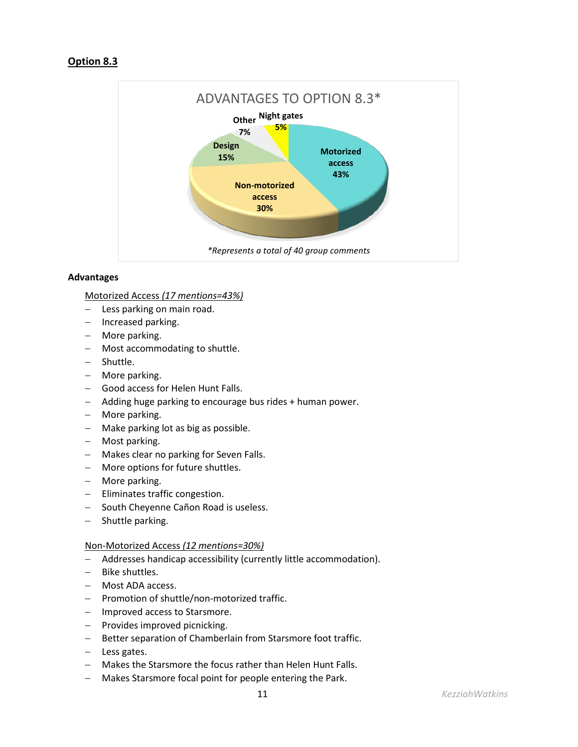## Option 8.3

ADVANTAGES TO OPTION 8.3*

Motorized access 43%
Non-motorized access 30%
Design 15%
Other 7%
Night gates 5%

*Represents a total of 40 group comments*

### Advantages

Motorized Access *(17 mentions=43%)*

- Less parking on main road.
- Increased parking.
- More parking.
- Most accommodating to shuttle.
- Shuttle.
- More parking.
- Good access for Helen Hunt Falls.
- Adding huge parking to encourage bus rides + human power.
- More parking.
- Make parking lot as big as possible.
- Most parking.
- Makes clear no parking for Seven Falls.
- More options for future shuttles.
- More parking.
- Eliminates traffic congestion.
- South Cheyenne Cañon Road is useless.
- Shuttle parking.

Non-Motorized Access *(12 mentions=30%)*

- Addresses handicap accessibility (currently little accommodation).
- Bike shuttles.
- Most ADA access.
- Promotion of shuttle/non-motorized traffic.
- Improved access to Starsmore.
- Provides improved picnicking.
- Better separation of Chamberlain from Starsmore foot traffic.
- Less gates.
- Makes the Starsmore the focus rather than Helen Hunt Falls.
- Makes Starsmore focal point for people entering the Park.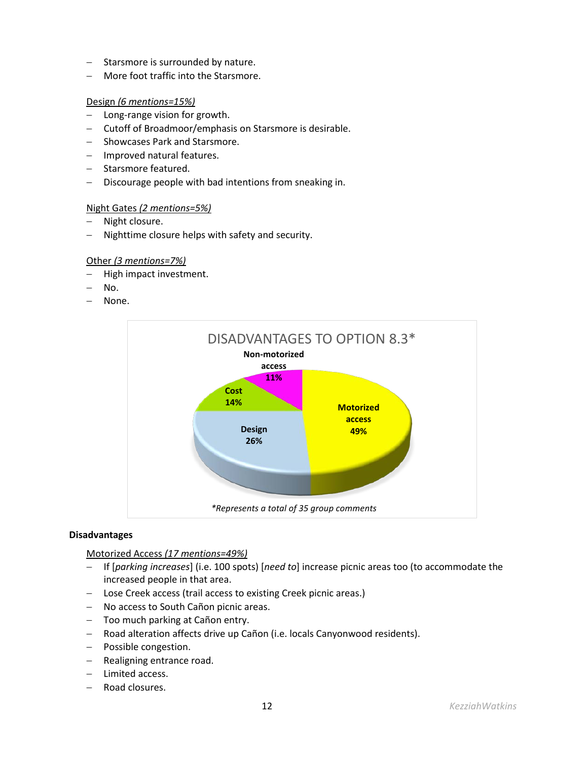- Starsmore is surrounded by nature.
- More foot traffic into the Starsmore.

<u>Design *(6 mentions=15%)*</u>

- Long-range vision for growth.
- Cutoff of Broadmoor/emphasis on Starsmore is desirable.
- Showcases Park and Starsmore.
- Improved natural features.
- Starsmore featured.
- Discourage people with bad intentions from sneaking in.

<u>Night Gates *(2 mentions=5%)*</u>

- Night closure.
- Nighttime closure helps with safety and security.

<u>Other *(3 mentions=7%)*</u>

- High impact investment.
- No.
- None.

DISADVANTAGES TO OPTION 8.3*

| Category | Percentage |
|---|---|
| Motorized access | 49% |
| Design | 26% |
| Cost | 14% |
| Non-motorized access | 11% |

*\*Represents a total of 35 group comments*

**Disadvantages**

<u>Motorized Access *(17 mentions=49%)*</u>

- If [*parking increases*] (i.e. 100 spots) [*need to*] increase picnic areas too (to accommodate the increased people in that area.
- Lose Creek access (trail access to existing Creek picnic areas.)
- No access to South Cañon picnic areas.
- Too much parking at Cañon entry.
- Road alteration affects drive up Cañon (i.e. locals Canyonwood residents).
- Possible congestion.
- Realigning entrance road.
- Limited access.
- Road closures.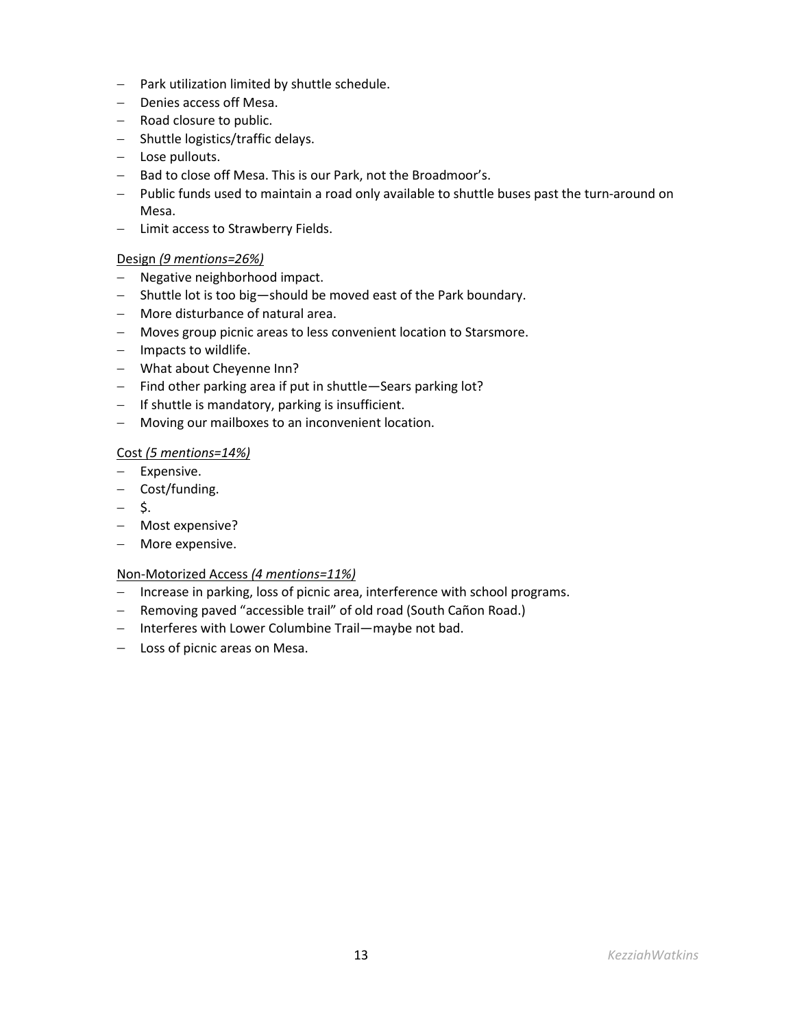- Park utilization limited by shuttle schedule.
- Denies access off Mesa.
- Road closure to public.
- Shuttle logistics/traffic delays.
- Lose pullouts.
- Bad to close off Mesa. This is our Park, not the Broadmoor's.
- Public funds used to maintain a road only available to shuttle buses past the turn-around on Mesa.
- Limit access to Strawberry Fields.

<u>Design *(9 mentions=26%)*</u>

- Negative neighborhood impact.
- Shuttle lot is too big—should be moved east of the Park boundary.
- More disturbance of natural area.
- Moves group picnic areas to less convenient location to Starsmore.
- Impacts to wildlife.
- What about Cheyenne Inn?
- Find other parking area if put in shuttle—Sears parking lot?
- If shuttle is mandatory, parking is insufficient.
- Moving our mailboxes to an inconvenient location.

<u>Cost *(5 mentions=14%)*</u>

- Expensive.
- Cost/funding.
- $.
- Most expensive?
- More expensive.

<u>Non-Motorized Access *(4 mentions=11%)*</u>

- Increase in parking, loss of picnic area, interference with school programs.
- Removing paved "accessible trail" of old road (South Cañon Road.)
- Interferes with Lower Columbine Trail—maybe not bad.
- Loss of picnic areas on Mesa.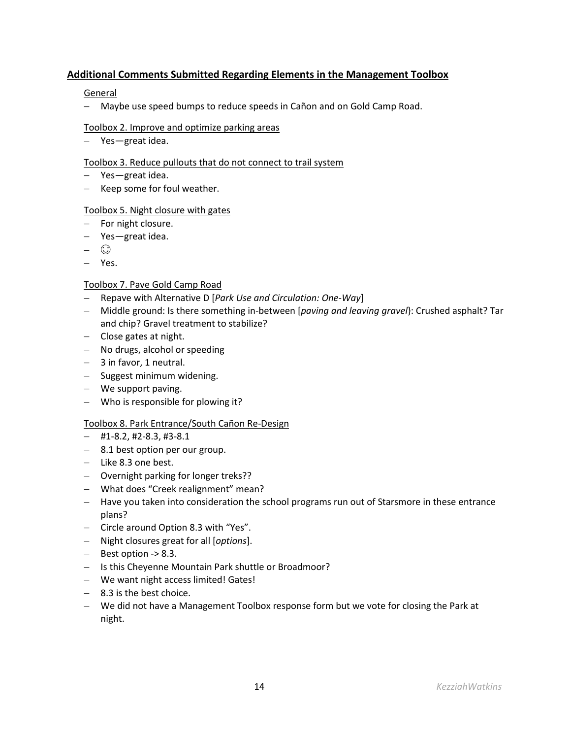## **Additional Comments Submitted Regarding Elements in the Management Toolbox**

General

- Maybe use speed bumps to reduce speeds in Cañon and on Gold Camp Road.

Toolbox 2. Improve and optimize parking areas

- Yes—great idea.

Toolbox 3. Reduce pullouts that do not connect to trail system

- Yes—great idea.
- Keep some for foul weather.

Toolbox 5. Night closure with gates

- For night closure.
- Yes—great idea.
- ☺
- Yes.

Toolbox 7. Pave Gold Camp Road

- Repave with Alternative D [*Park Use and Circulation: One-Way*]
- Middle ground: Is there something in-between [*paving and leaving gravel*}: Crushed asphalt? Tar and chip? Gravel treatment to stabilize?
- Close gates at night.
- No drugs, alcohol or speeding
- 3 in favor, 1 neutral.
- Suggest minimum widening.
- We support paving.
- Who is responsible for plowing it?

Toolbox 8. Park Entrance/South Cañon Re-Design

- #1-8.2, #2-8.3, #3-8.1
- 8.1 best option per our group.
- Like 8.3 one best.
- Overnight parking for longer treks??
- What does "Creek realignment" mean?
- Have you taken into consideration the school programs run out of Starsmore in these entrance plans?
- Circle around Option 8.3 with "Yes".
- Night closures great for all [*options*].
- Best option -> 8.3.
- Is this Cheyenne Mountain Park shuttle or Broadmoor?
- We want night access limited! Gates!
- 8.3 is the best choice.
- We did not have a Management Toolbox response form but we vote for closing the Park at night.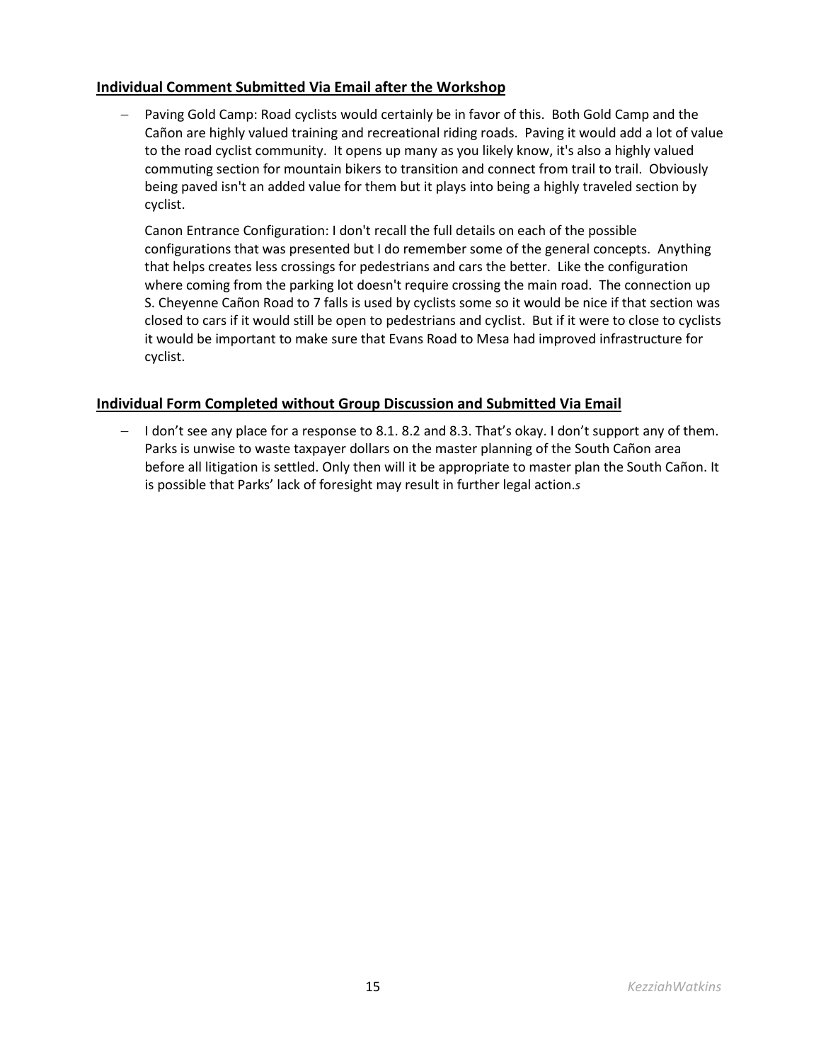**Individual Comment Submitted Via Email after the Workshop**

- Paving Gold Camp: Road cyclists would certainly be in favor of this. Both Gold Camp and the Cañon are highly valued training and recreational riding roads. Paving it would add a lot of value to the road cyclist community. It opens up many as you likely know, it's also a highly valued commuting section for mountain bikers to transition and connect from trail to trail. Obviously being paved isn't an added value for them but it plays into being a highly traveled section by cyclist.

  Canon Entrance Configuration: I don't recall the full details on each of the possible configurations that was presented but I do remember some of the general concepts. Anything that helps creates less crossings for pedestrians and cars the better. Like the configuration where coming from the parking lot doesn't require crossing the main road. The connection up S. Cheyenne Cañon Road to 7 falls is used by cyclists some so it would be nice if that section was closed to cars if it would still be open to pedestrians and cyclist. But if it were to close to cyclists it would be important to make sure that Evans Road to Mesa had improved infrastructure for cyclist.

**Individual Form Completed without Group Discussion and Submitted Via Email**

- I don't see any place for a response to 8.1. 8.2 and 8.3. That's okay. I don't support any of them. Parks is unwise to waste taxpayer dollars on the master planning of the South Cañon area before all litigation is settled. Only then will it be appropriate to master plan the South Cañon. It is possible that Parks' lack of foresight may result in further legal action.*s*